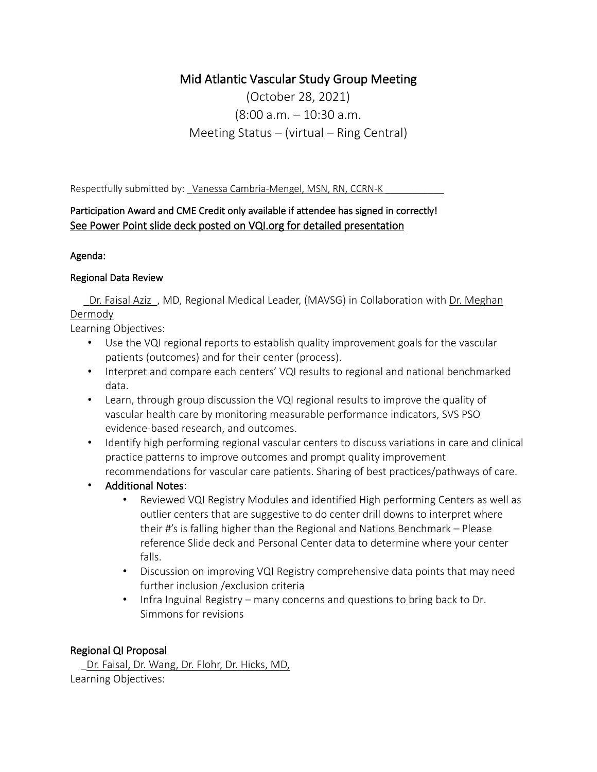# Mid Atlantic Vascular Study Group Meeting

(October 28, 2021)

(8:00 a.m. – 10:30 a.m.

Meeting Status – (virtual – Ring Central)

Respectfully submitted by: _Vanessa Cambria-Mengel, MSN, RN, CCRN-K ___________

**Participation Award and CME Credit only available if attendee has signed in correctly!**

See Power Point slide deck posted on VQI.org for detailed presentation

**Agenda:**

**Regional Data Review**

_Dr. Faisal Aziz_, MD, Regional Medical Leader, (MAVSG) in Collaboration with Dr. Meghan Dermody

Learning Objectives:

- Use the VQI regional reports to establish quality improvement goals for the vascular patients (outcomes) and for their center (process).
- Interpret and compare each centers' VQI results to regional and national benchmarked data.
- Learn, through group discussion the VQI regional results to improve the quality of vascular health care by monitoring measurable performance indicators, SVS PSO evidence-based research, and outcomes.
- Identify high performing regional vascular centers to discuss variations in care and clinical practice patterns to improve outcomes and prompt quality improvement recommendations for vascular care patients. Sharing of best practices/pathways of care.
- Additional Notes:
  - Reviewed VQI Registry Modules and identified High performing Centers as well as outlier centers that are suggestive to do center drill downs to interpret where their #'s is falling higher than the Regional and Nations Benchmark – Please reference Slide deck and Personal Center data to determine where your center falls.
  - Discussion on improving VQI Registry comprehensive data points that may need further inclusion /exclusion criteria
  - Infra Inguinal Registry – many concerns and questions to bring back to Dr. Simmons for revisions

## Regional QI Proposal

_Dr. Faisal, Dr. Wang, Dr. Flohr, Dr. Hicks, MD,

Learning Objectives: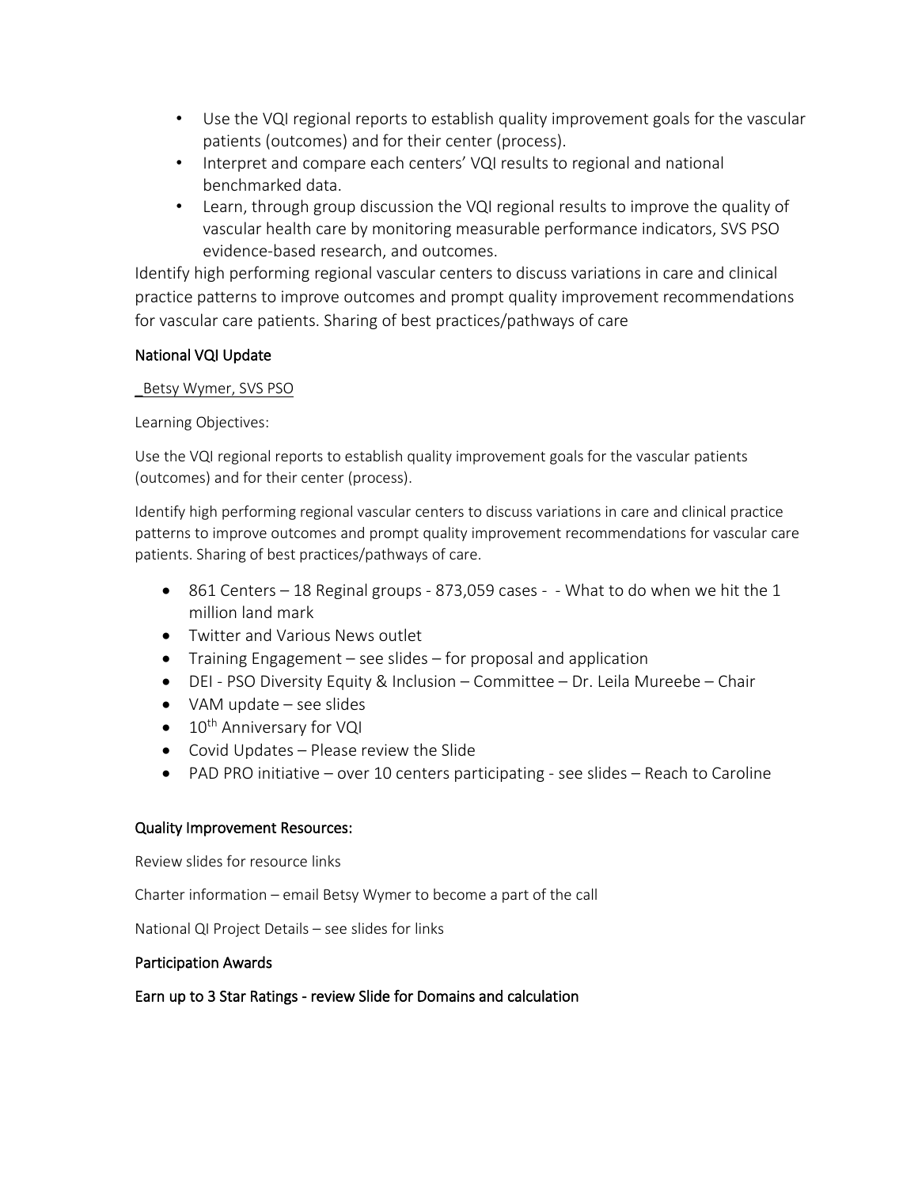- Use the VQI regional reports to establish quality improvement goals for the vascular patients (outcomes) and for their center (process).
- Interpret and compare each centers' VQI results to regional and national benchmarked data.
- Learn, through group discussion the VQI regional results to improve the quality of vascular health care by monitoring measurable performance indicators, SVS PSO evidence-based research, and outcomes.

Identify high performing regional vascular centers to discuss variations in care and clinical practice patterns to improve outcomes and prompt quality improvement recommendations for vascular care patients. Sharing of best practices/pathways of care

## National VQI Update

_Betsy Wymer, SVS PSO

Learning Objectives:

Use the VQI regional reports to establish quality improvement goals for the vascular patients (outcomes) and for their center (process).

Identify high performing regional vascular centers to discuss variations in care and clinical practice patterns to improve outcomes and prompt quality improvement recommendations for vascular care patients. Sharing of best practices/pathways of care.

- 861 Centers – 18 Reginal groups - 873,059 cases - - What to do when we hit the 1 million land mark
- Twitter and Various News outlet
- Training Engagement – see slides – for proposal and application
- DEI - PSO Diversity Equity & Inclusion – Committee – Dr. Leila Mureebe – Chair
- VAM update – see slides
- 10th Anniversary for VQI
- Covid Updates – Please review the Slide
- PAD PRO initiative – over 10 centers participating - see slides – Reach to Caroline

## Quality Improvement Resources:

Review slides for resource links

Charter information – email Betsy Wymer to become a part of the call

National QI Project Details – see slides for links

## Participation Awards

## Earn up to 3 Star Ratings - review Slide for Domains and calculation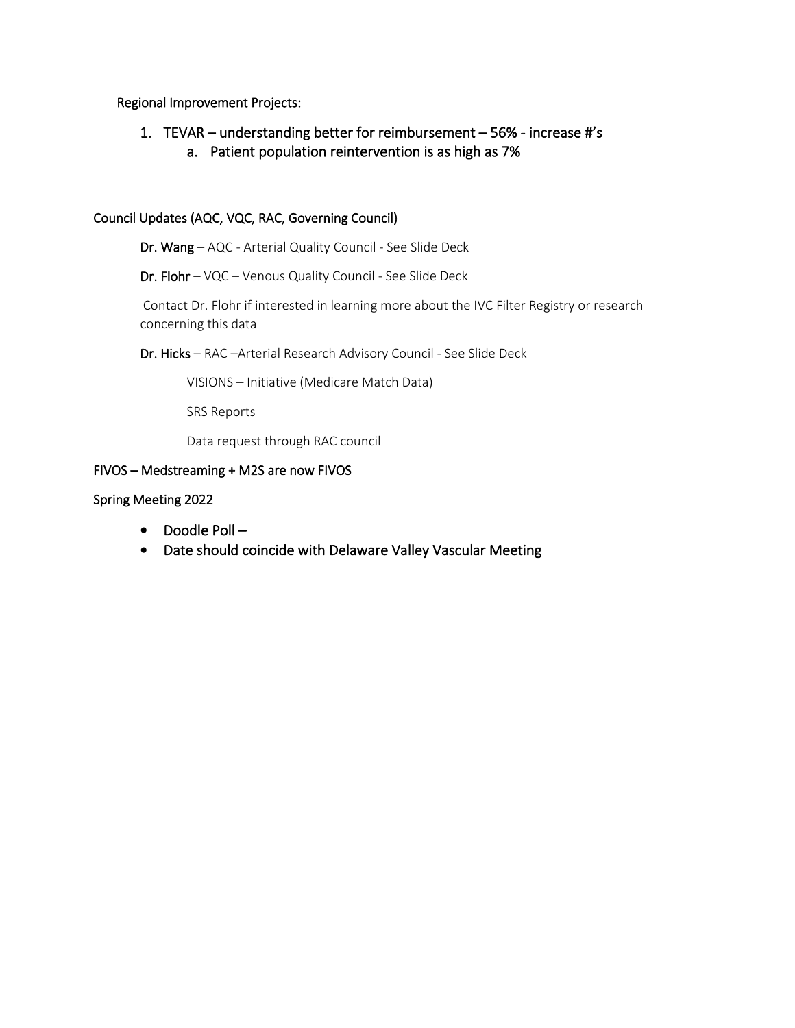Regional Improvement Projects:

1. TEVAR – understanding better for reimbursement – 56% - increase #'s
   a. Patient population reintervention is as high as 7%

Council Updates (AQC, VQC, RAC, Governing Council)

**Dr. Wang** – AQC - Arterial Quality Council - See Slide Deck

**Dr. Flohr** – VQC – Venous Quality Council - See Slide Deck

Contact Dr. Flohr if interested in learning more about the IVC Filter Registry or research concerning this data

**Dr. Hicks** – RAC –Arterial Research Advisory Council - See Slide Deck

VISIONS – Initiative (Medicare Match Data)

SRS Reports

Data request through RAC council

FIVOS – Medstreaming + M2S are now FIVOS

Spring Meeting 2022

- Doodle Poll –
- Date should coincide with Delaware Valley Vascular Meeting